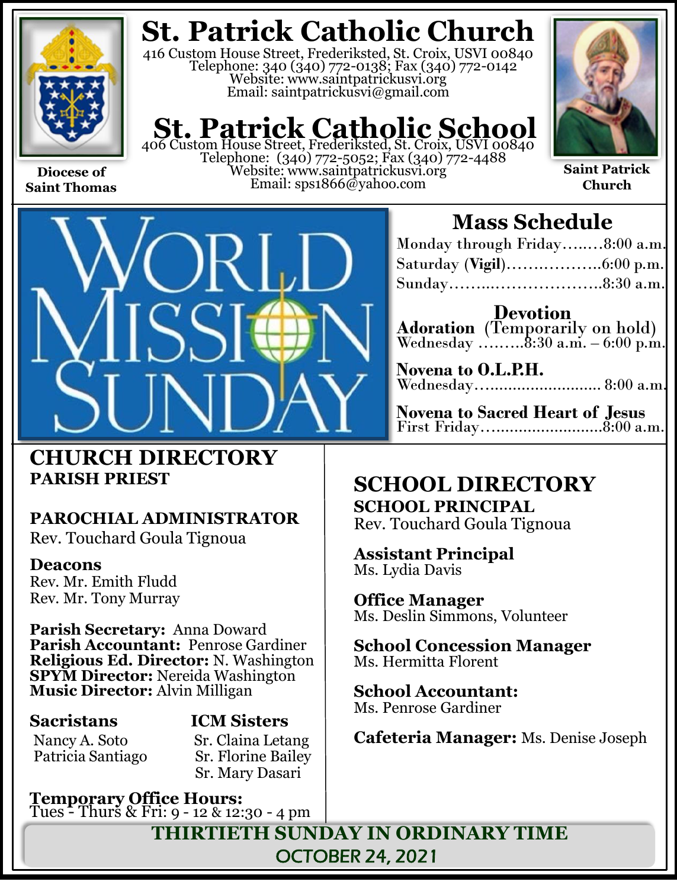# St. Patrick Catholic Church

416 Custom House Street, Frederiksted, St. Croix, USVI 00840
Telephone: 340 (340) 772-0138; Fax (340) 772-0142
Website: www.saintpatrickusvi.org
Email: saintpatrickusvi@gmail.com

# St. Patrick Catholic School

406 Custom House Street, Frederiksted, St. Croix, USVI 00840
Telephone: (340) 772-5052; Fax (340) 772-4488
Website: www.saintpatrickusvi.org
Email: sps1866@yahoo.com

**Diocese of Saint Thomas**

**Saint Patrick Church**

WORLD MISSION SUNDAY

## Mass Schedule

Monday through Friday……..8:00 a.m.
Saturday (**Vigil**)………………6:00 p.m.
Sunday………………………..8:30 a.m.

### Devotion

**Adoration** (Temporarily on hold)
Wednesday ………8:30 a.m. – 6:00 p.m.

**Novena to O.L.P.H.**
Wednesday……………………… 8:00 a.m.

**Novena to Sacred Heart of Jesus**
First Friday……………………..8:00 a.m.

## CHURCH DIRECTORY

**PARISH PRIEST**

**PAROCHIAL ADMINISTRATOR**
Rev. Touchard Goula Tignoua

**Deacons**
Rev. Mr. Emith Fludd
Rev. Mr. Tony Murray

**Parish Secretary:** Anna Doward
**Parish Accountant:** Penrose Gardiner
**Religious Ed. Director:** N. Washington
**SPYM Director:** Nereida Washington
**Music Director:** Alvin Milligan

**Sacristans**
Nancy A. Soto
Patricia Santiago

**ICM Sisters**
Sr. Claina Letang
Sr. Florine Bailey
Sr. Mary Dasari

**Temporary Office Hours:**
Tues - Thurs & Fri: 9 - 12 & 12:30 - 4 pm

## SCHOOL DIRECTORY

**SCHOOL PRINCIPAL**
Rev. Touchard Goula Tignoua

**Assistant Principal**
Ms. Lydia Davis

**Office Manager**
Ms. Deslin Simmons, Volunteer

**School Concession Manager**
Ms. Hermitta Florent

**School Accountant:**
Ms. Penrose Gardiner

**Cafeteria Manager:** Ms. Denise Joseph

**THIRTIETH SUNDAY IN ORDINARY TIME**
OCTOBER 24, 2021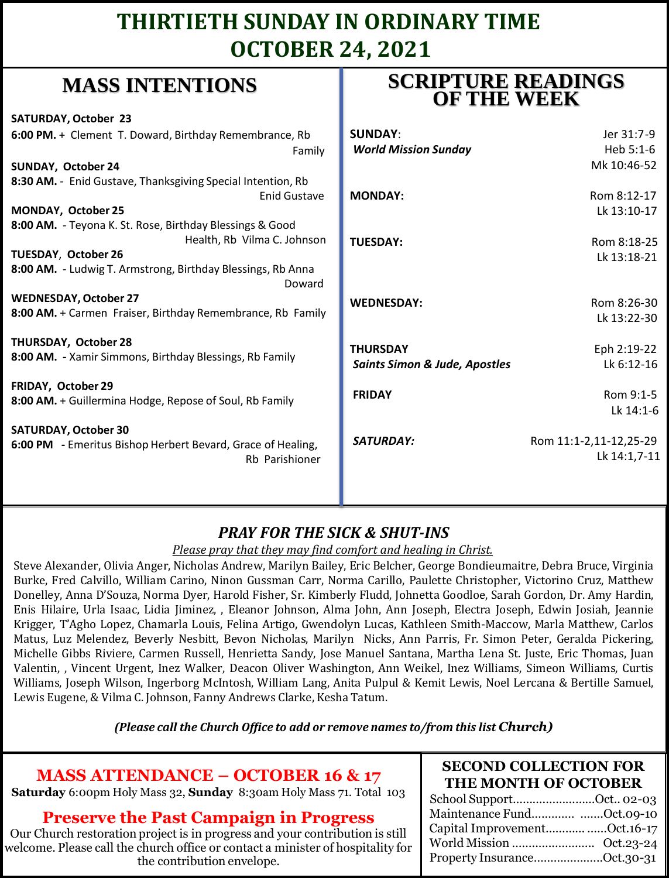# THIRTIETH SUNDAY IN ORDINARY TIME
# OCTOBER 24, 2021

## MASS INTENTIONS

**SATURDAY, October 23**
**6:00 PM.** + Clement T. Doward, Birthday Remembrance, Rb Family

**SUNDAY, October 24**
**8:30 AM.** - Enid Gustave, Thanksgiving Special Intention, Rb Enid Gustave

**MONDAY, October 25**
**8:00 AM.** - Teyona K. St. Rose, Birthday Blessings & Good Health, Rb Vilma C. Johnson

**TUESDAY, October 26**
**8:00 AM.** - Ludwig T. Armstrong, Birthday Blessings, Rb Anna Doward

**WEDNESDAY, October 27**
**8:00 AM.** + Carmen Fraiser, Birthday Remembrance, Rb Family

**THURSDAY, October 28**
**8:00 AM.** - Xamir Simmons, Birthday Blessings, Rb Family

**FRIDAY, October 29**
**8:00 AM.** + Guillermina Hodge, Repose of Soul, Rb Family

**SATURDAY, October 30**
**6:00 PM** - Emeritus Bishop Herbert Bevard, Grace of Healing, Rb Parishioner

## SCRIPTURE READINGS OF THE WEEK

| | |
|---|---|
| **SUNDAY**: *World Mission Sunday* | Jer 31:7-9, Heb 5:1-6, Mk 10:46-52 |
| **MONDAY:** | Rom 8:12-17, Lk 13:10-17 |
| **TUESDAY:** | Rom 8:18-25, Lk 13:18-21 |
| **WEDNESDAY:** | Rom 8:26-30, Lk 13:22-30 |
| **THURSDAY** *Saints Simon & Jude, Apostles* | Eph 2:19-22, Lk 6:12-16 |
| **FRIDAY** | Rom 9:1-5, Lk 14:1-6 |
| ***SATURDAY:*** | Rom 11:1-2,11-12,25-29, Lk 14:1,7-11 |

### *PRAY FOR THE SICK & SHUT-INS*

*Please pray that they may find comfort and healing in Christ.*

Steve Alexander, Olivia Anger, Nicholas Andrew, Marilyn Bailey, Eric Belcher, George Bondieumaitre, Debra Bruce, Virginia Burke, Fred Calvillo, William Carino, Ninon Gussman Carr, Norma Carillo, Paulette Christopher, Victorino Cruz, Matthew Donelley, Anna D'Souza, Norma Dyer, Harold Fisher, Sr. Kimberly Fludd, Johnetta Goodloe, Sarah Gordon, Dr. Amy Hardin, Enis Hilaire, Urla Isaac, Lidia Jiminez, , Eleanor Johnson, Alma John, Ann Joseph, Electra Joseph, Edwin Josiah, Jeannie Krigger, T'Agho Lopez, Chamarla Louis, Felina Artigo, Gwendolyn Lucas, Kathleen Smith-Maccow, Marla Matthew, Carlos Matus, Luz Melendez, Beverly Nesbitt, Bevon Nicholas, Marilyn Nicks, Ann Parris, Fr. Simon Peter, Geralda Pickering, Michelle Gibbs Riviere, Carmen Russell, Henrietta Sandy, Jose Manuel Santana, Martha Lena St. Juste, Eric Thomas, Juan Valentin, , Vincent Urgent, Inez Walker, Deacon Oliver Washington, Ann Weikel, Inez Williams, Simeon Williams, Curtis Williams, Joseph Wilson, Ingerborg McIntosh, William Lang, Anita Pulpul & Kemit Lewis, Noel Lercana & Bertille Samuel, Lewis Eugene, & Vilma C. Johnson, Fanny Andrews Clarke, Kesha Tatum.

***(Please call the Church Office to add or remove names to/from this list Church)***

### MASS ATTENDANCE – OCTOBER 16 & 17

**Saturday** 6:00pm Holy Mass 32, **Sunday** 8:30am Holy Mass 71. Total 103

### Preserve the Past Campaign in Progress

Our Church restoration project is in progress and your contribution is still welcome. Please call the church office or contact a minister of hospitality for the contribution envelope.

### SECOND COLLECTION FOR THE MONTH OF OCTOBER

| | |
|---|---|
| School Support | Oct.. 02-03 |
| Maintenance Fund | Oct.09-10 |
| Capital Improvement | Oct.16-17 |
| World Mission | Oct.23-24 |
| Property Insurance | Oct.30-31 |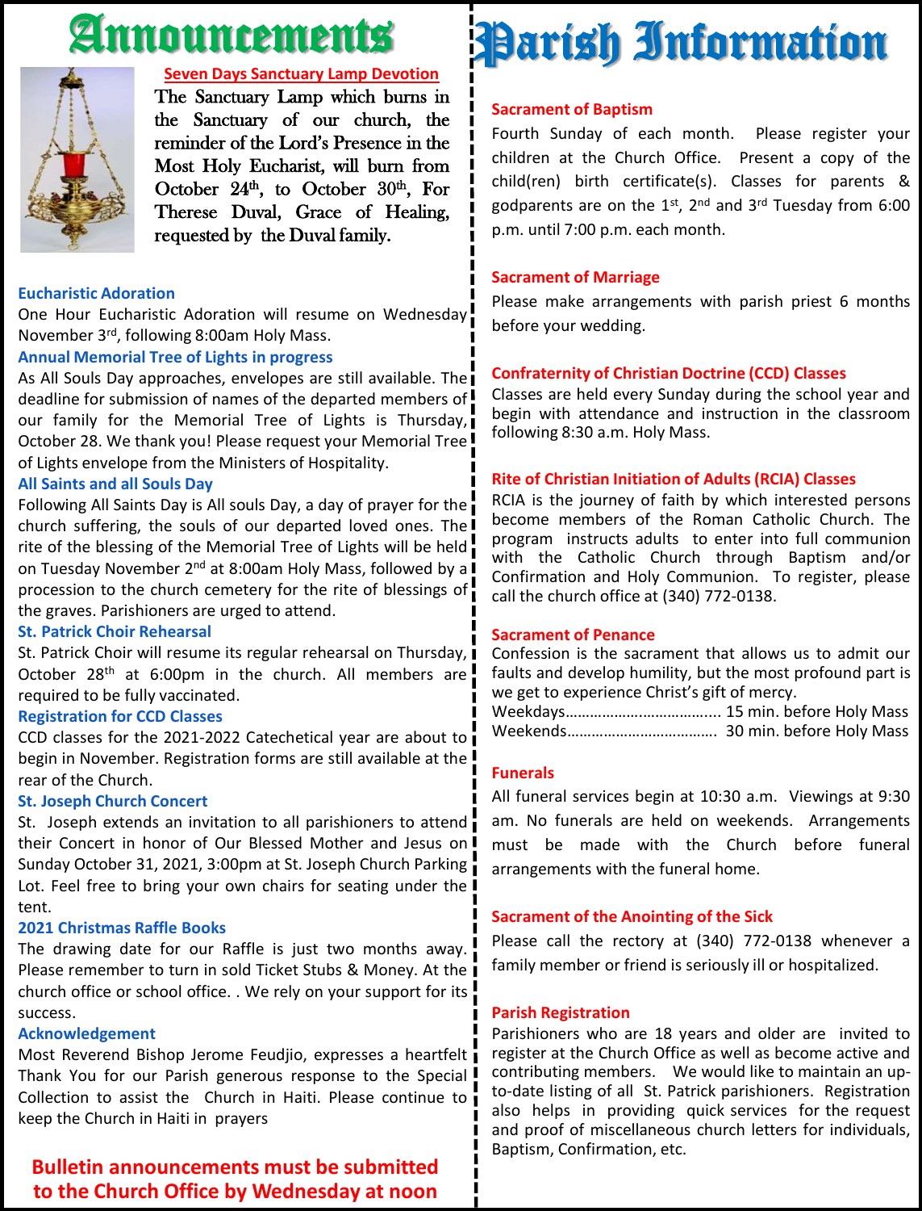# Announcements

### Seven Days Sanctuary Lamp Devotion

The Sanctuary Lamp which burns in the Sanctuary of our church, the reminder of the Lord's Presence in the Most Holy Eucharist, will burn from October 24th, to October 30th, For Therese Duval, Grace of Healing, requested by the Duval family.

### Eucharistic Adoration

One Hour Eucharistic Adoration will resume on Wednesday November 3rd, following 8:00am Holy Mass.

### Annual Memorial Tree of Lights in progress

As All Souls Day approaches, envelopes are still available. The deadline for submission of names of the departed members of our family for the Memorial Tree of Lights is Thursday, October 28. We thank you! Please request your Memorial Tree of Lights envelope from the Ministers of Hospitality.

### All Saints and all Souls Day

Following All Saints Day is All souls Day, a day of prayer for the church suffering, the souls of our departed loved ones. The rite of the blessing of the Memorial Tree of Lights will be held on Tuesday November 2nd at 8:00am Holy Mass, followed by a procession to the church cemetery for the rite of blessings of the graves. Parishioners are urged to attend.

### St. Patrick Choir Rehearsal

St. Patrick Choir will resume its regular rehearsal on Thursday, October 28th at 6:00pm in the church. All members are required to be fully vaccinated.

### Registration for CCD Classes

CCD classes for the 2021-2022 Catechetical year are about to begin in November. Registration forms are still available at the rear of the Church.

### St. Joseph Church Concert

St. Joseph extends an invitation to all parishioners to attend their Concert in honor of Our Blessed Mother and Jesus on Sunday October 31, 2021, 3:00pm at St. Joseph Church Parking Lot. Feel free to bring your own chairs for seating under the tent.

### 2021 Christmas Raffle Books

The drawing date for our Raffle is just two months away. Please remember to turn in sold Ticket Stubs & Money. At the church office or school office. . We rely on your support for its success.

### Acknowledgement

Most Reverend Bishop Jerome Feudjio, expresses a heartfelt Thank You for our Parish generous response to the Special Collection to assist the Church in Haiti. Please continue to keep the Church in Haiti in prayers

**Bulletin announcements must be submitted to the Church Office by Wednesday at noon**

# Parish Information

### Sacrament of Baptism

Fourth Sunday of each month. Please register your children at the Church Office. Present a copy of the child(ren) birth certificate(s). Classes for parents & godparents are on the 1st, 2nd and 3rd Tuesday from 6:00 p.m. until 7:00 p.m. each month.

### Sacrament of Marriage

Please make arrangements with parish priest 6 months before your wedding.

### Confraternity of Christian Doctrine (CCD) Classes

Classes are held every Sunday during the school year and begin with attendance and instruction in the classroom following 8:30 a.m. Holy Mass.

### Rite of Christian Initiation of Adults (RCIA) Classes

RCIA is the journey of faith by which interested persons become members of the Roman Catholic Church. The program instructs adults to enter into full communion with the Catholic Church through Baptism and/or Confirmation and Holy Communion. To register, please call the church office at (340) 772-0138.

### Sacrament of Penance

Confession is the sacrament that allows us to admit our faults and develop humility, but the most profound part is we get to experience Christ's gift of mercy.

Weekdays………………………….... 15 min. before Holy Mass
Weekends……………………………. 30 min. before Holy Mass

### Funerals

All funeral services begin at 10:30 a.m. Viewings at 9:30 am. No funerals are held on weekends. Arrangements must be made with the Church before funeral arrangements with the funeral home.

### Sacrament of the Anointing of the Sick

Please call the rectory at (340) 772-0138 whenever a family member or friend is seriously ill or hospitalized.

### Parish Registration

Parishioners who are 18 years and older are invited to register at the Church Office as well as become active and contributing members. We would like to maintain an up-to-date listing of all St. Patrick parishioners. Registration also helps in providing quick services for the request and proof of miscellaneous church letters for individuals, Baptism, Confirmation, etc.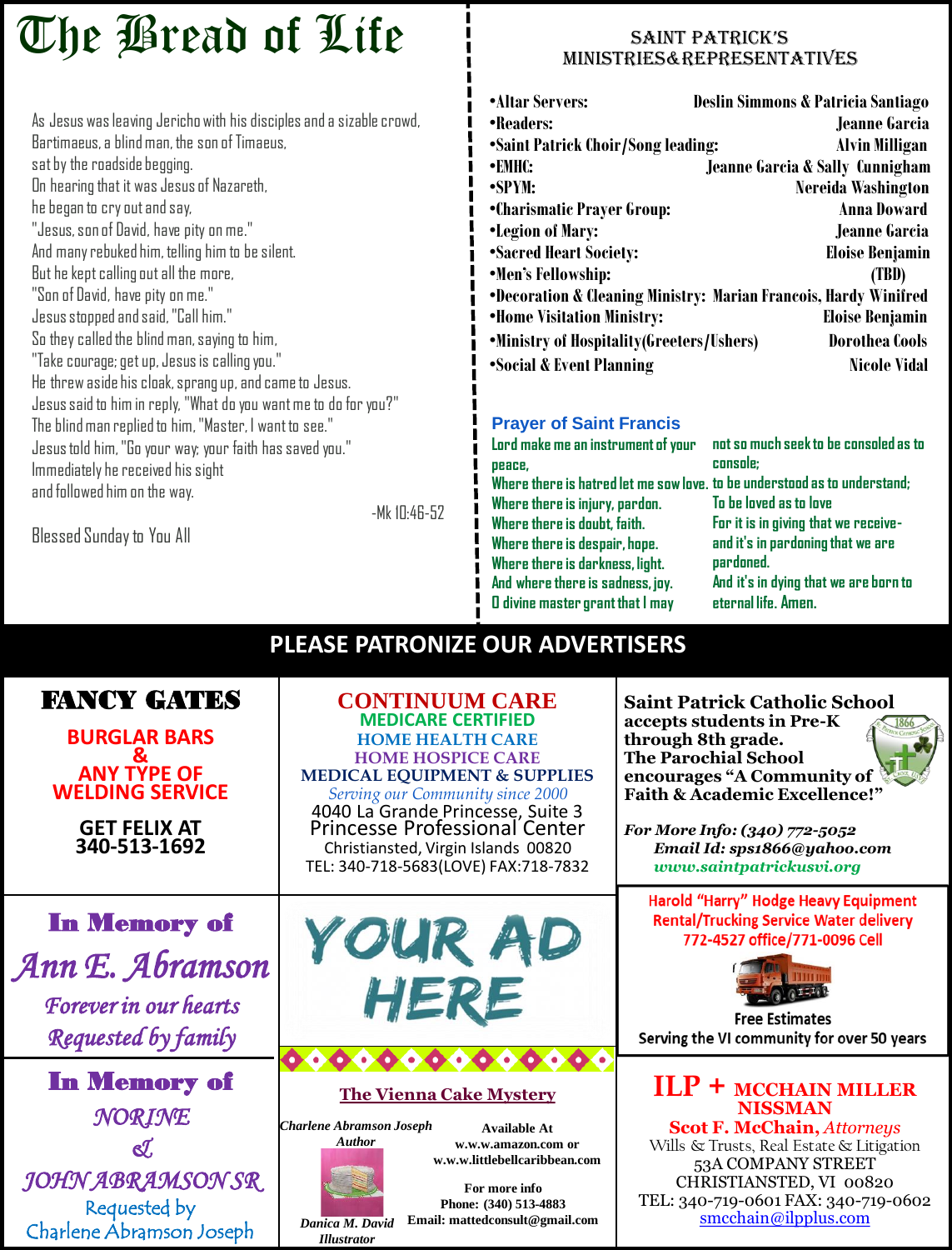# The Bread of Life

As Jesus was leaving Jericho with his disciples and a sizable crowd,
Bartimaeus, a blind man, the son of Timaeus,
sat by the roadside begging.
On hearing that it was Jesus of Nazareth,
he began to cry out and say,
"Jesus, son of David, have pity on me."
And many rebuked him, telling him to be silent.
But he kept calling out all the more,
"Son of David, have pity on me."
Jesus stopped and said, "Call him."
So they called the blind man, saying to him,
"Take courage; get up, Jesus is calling you."
He threw aside his cloak, sprang up, and came to Jesus.
Jesus said to him in reply, "What do you want me to do for you?"
The blind man replied to him, "Master, I want to see."
Jesus told him, "Go your way; your faith has saved you."
Immediately he received his sight
and followed him on the way.

-Mk 10:46-52

Blessed Sunday to You All

## SAINT PATRICK'S MINISTRIES & REPRESENTATIVES

- **Altar Servers:** Deslin Simmons & Patricia Santiago
- **Readers:** Jeanne Garcia
- **Saint Patrick Choir/Song leading:** Alvin Milligan
- **EMHC:** Jeanne Garcia & Sally Cunnigham
- **SPYM:** Nereida Washington
- **Charismatic Prayer Group:** Anna Doward
- **Legion of Mary:** Jeanne Garcia
- **Sacred Heart Society:** Eloise Benjamin
- **Men's Fellowship:** (TBD)
- **Decoration & Cleaning Ministry:** Marian Francois, Hardy Winifred
- **Home Visitation Ministry:** Eloise Benjamin
- **Ministry of Hospitality(Greeters/Ushers)** Dorothea Cools
- **Social & Event Planning** Nicole Vidal

### Prayer of Saint Francis

Lord make me an instrument of your peace,
Where there is hatred let me sow love.
Where there is injury, pardon.
Where there is doubt, faith.
Where there is despair, hope.
Where there is darkness, light.
And where there is sadness, joy.
O divine master grant that I may
not so much seek to be consoled as to console;
to be understood as to understand;
To be loved as to love
For it is in giving that we receive-
and it's in pardoning that we are pardoned.
And it's in dying that we are born to eternal life. Amen.

## PLEASE PATRONIZE OUR ADVERTISERS

**FANCY GATES**
BURGLAR BARS & ANY TYPE OF WELDING SERVICE
GET FELIX AT 340-513-1692

**CONTINUUM CARE**
MEDICARE CERTIFIED
HOME HEALTH CARE
HOME HOSPICE CARE
MEDICAL EQUIPMENT & SUPPLIES
*Serving our Community since 2000*
4040 La Grande Princesse, Suite 3
Princesse Professional Center
Christiansted, Virgin Islands 00820
TEL: 340-718-5683(LOVE) FAX:718-7832

**Saint Patrick Catholic School accepts students in Pre-K through 8th grade. The Parochial School encourages "A Community of Faith & Academic Excellence!"**
*For More Info: (340) 772-5052*
*Email Id: sps1866@yahoo.com*
*www.saintpatrickusvi.org*

**In Memory of**
*Ann E. Abramson*
*Forever in our hearts*
*Requested by family*

YOUR AD HERE

Harold "Harry" Hodge Heavy Equipment Rental/Trucking Service Water delivery
772-4527 office/771-0096 Cell
Free Estimates
Serving the VI community for over 50 years

**In Memory of**
*NORINE & JOHN ABRAMSON SR*
Requested by Charlene Abramson Joseph

**The Vienna Cake Mystery**
*Charlene Abramson Joseph* Author
*Danica M. David* Illustrator
Available At w.w.w.amazon.com or w.w.w.littlebellcaribbean.com
For more info
Phone: (340) 513-4883
Email: mattedconsult@gmail.com

**ILP + MCCHAIN MILLER NISSMAN**
**Scot F. McChain,** *Attorneys*
Wills & Trusts, Real Estate & Litigation
53A COMPANY STREET
CHRISTIANSTED, VI 00820
TEL: 340-719-0601 FAX: 340-719-0602
smcchain@ilpplus.com